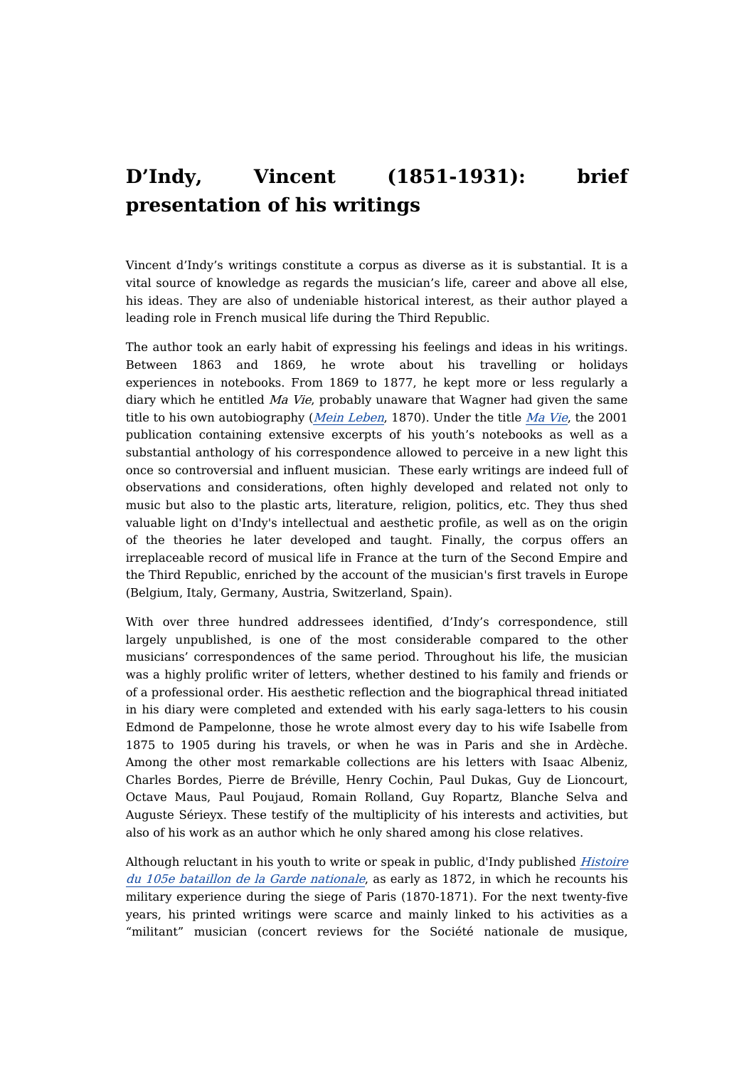# D'Indy, Vincent (1851-1931): brief presentation of his writings

Vincent d'Indy's writings constitute a corpus as diverse as it is substantial. It is a vital source of knowledge as regards the musician's life, career and above all else, his ideas. They are also of undeniable historical interest, as their author played a leading role in French musical life during the Third Republic.

The author took an early habit of expressing his feelings and ideas in his writings. Between 1863 and 1869, he wrote about his travelling or holidays experiences in notebooks. From 1869 to 1877, he kept more or less regularly a diary which he entitled *Ma Vie*, probably unaware that Wagner had given the same title to his own autobiography (*Mein Leben*, 1870). Under the title *Ma Vie*, the 2001 publication containing extensive excerpts of his youth's notebooks as well as a substantial anthology of his correspondence allowed to perceive in a new light this once so controversial and influent musician.  These early writings are indeed full of observations and considerations, often highly developed and related not only to music but also to the plastic arts, literature, religion, politics, etc. They thus shed valuable light on d'Indy's intellectual and aesthetic profile, as well as on the origin of the theories he later developed and taught. Finally, the corpus offers an irreplaceable record of musical life in France at the turn of the Second Empire and the Third Republic, enriched by the account of the musician's first travels in Europe (Belgium, Italy, Germany, Austria, Switzerland, Spain).

With over three hundred addressees identified, d'Indy's correspondence, still largely unpublished, is one of the most considerable compared to the other musicians' correspondences of the same period. Throughout his life, the musician was a highly prolific writer of letters, whether destined to his family and friends or of a professional order. His aesthetic reflection and the biographical thread initiated in his diary were completed and extended with his early saga-letters to his cousin Edmond de Pampelonne, those he wrote almost every day to his wife Isabelle from 1875 to 1905 during his travels, or when he was in Paris and she in Ardèche. Among the other most remarkable collections are his letters with Isaac Albeniz, Charles Bordes, Pierre de Bréville, Henry Cochin, Paul Dukas, Guy de Lioncourt, Octave Maus, Paul Poujaud, Romain Rolland, Guy Ropartz, Blanche Selva and Auguste Sérieyx. These testify of the multiplicity of his interests and activities, but also of his work as an author which he only shared among his close relatives.

Although reluctant in his youth to write or speak in public, d'Indy published *Histoire du 105e bataillon de la Garde nationale*, as early as 1872, in which he recounts his military experience during the siege of Paris (1870-1871). For the next twenty-five years, his printed writings were scarce and mainly linked to his activities as a "militant" musician (concert reviews for the Société nationale de musique,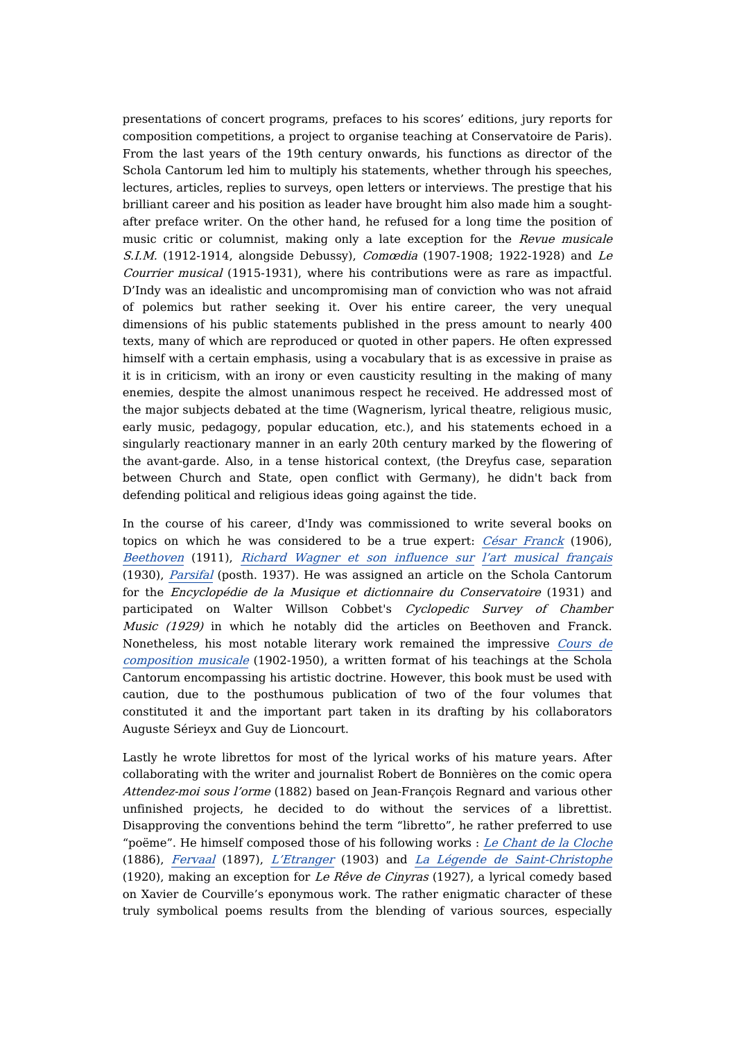presentations of concert programs, prefaces to his scores' editions, jury reports for composition competitions, a project to organise teaching at Conservatoire de Paris). From the last years of the 19th century onwards, his functions as director of the Schola Cantorum led him to multiply his statements, whether through his speeches, lectures, articles, replies to surveys, open letters or interviews. The prestige that his brilliant career and his position as leader have brought him also made him a sought-after preface writer. On the other hand, he refused for a long time the position of music critic or columnist, making only a late exception for the *Revue musicale S.I.M.* (1912-1914, alongside Debussy), *Comœdia* (1907-1908; 1922-1928) and *Le Courrier musical* (1915-1931), where his contributions were as rare as impactful. D'Indy was an idealistic and uncompromising man of conviction who was not afraid of polemics but rather seeking it. Over his entire career, the very unequal dimensions of his public statements published in the press amount to nearly 400 texts, many of which are reproduced or quoted in other papers. He often expressed himself with a certain emphasis, using a vocabulary that is as excessive in praise as it is in criticism, with an irony or even causticity resulting in the making of many enemies, despite the almost unanimous respect he received. He addressed most of the major subjects debated at the time (Wagnerism, lyrical theatre, religious music, early music, pedagogy, popular education, etc.), and his statements echoed in a singularly reactionary manner in an early 20th century marked by the flowering of the avant-garde. Also, in a tense historical context, (the Dreyfus case, separation between Church and State, open conflict with Germany), he didn't back from defending political and religious ideas going against the tide.

In the course of his career, d'Indy was commissioned to write several books on topics on which he was considered to be a true expert: *César Franck* (1906), *Beethoven* (1911), *Richard Wagner et son influence sur l'art musical français* (1930), *Parsifal* (posth. 1937). He was assigned an article on the Schola Cantorum for the *Encyclopédie de la Musique et dictionnaire du Conservatoire* (1931) and participated on Walter Willson Cobbet's *Cyclopedic Survey of Chamber Music (1929)* in which he notably did the articles on Beethoven and Franck. Nonetheless, his most notable literary work remained the impressive *Cours de composition musicale* (1902-1950), a written format of his teachings at the Schola Cantorum encompassing his artistic doctrine. However, this book must be used with caution, due to the posthumous publication of two of the four volumes that constituted it and the important part taken in its drafting by his collaborators Auguste Sérieyx and Guy de Lioncourt.

Lastly he wrote librettos for most of the lyrical works of his mature years. After collaborating with the writer and journalist Robert de Bonnières on the comic opera *Attendez-moi sous l'orme* (1882) based on Jean-François Regnard and various other unfinished projects, he decided to do without the services of a librettist. Disapproving the conventions behind the term "libretto", he rather preferred to use "poëme". He himself composed those of his following works : *Le Chant de la Cloche* (1886), *Fervaal* (1897), *L'Etranger* (1903) and *La Légende de Saint-Christophe* (1920), making an exception for *Le Rêve de Cinyras* (1927), a lyrical comedy based on Xavier de Courville's eponymous work. The rather enigmatic character of these truly symbolical poems results from the blending of various sources, especially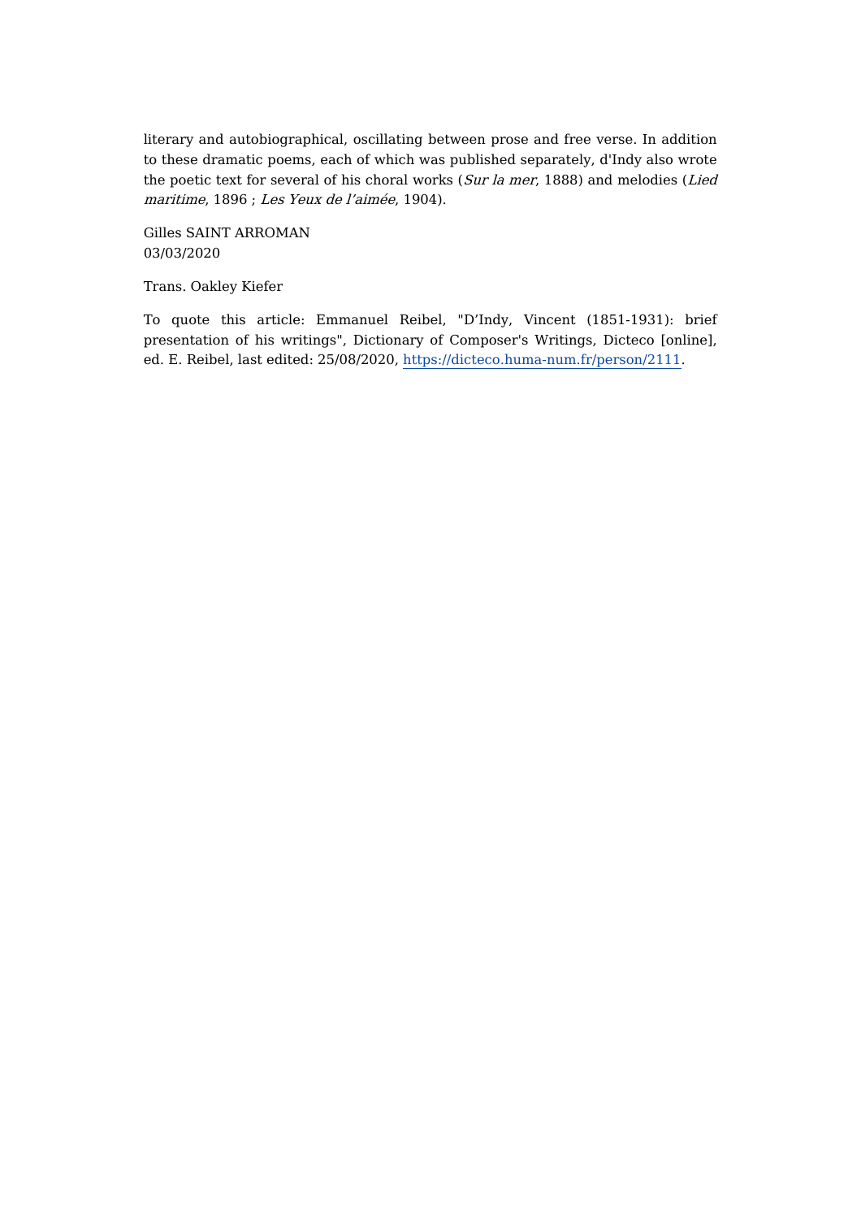literary and autobiographical, oscillating between prose and free verse. In addition to these dramatic poems, each of which was published separately, d'Indy also wrote the poetic text for several of his choral works (*Sur la mer*, 1888) and melodies (*Lied maritime*, 1896 ; *Les Yeux de l'aimée*, 1904).

Gilles SAINT ARROMAN
03/03/2020

Trans. Oakley Kiefer

To quote this article: Emmanuel Reibel, "D'Indy, Vincent (1851-1931): brief presentation of his writings", Dictionary of Composer's Writings, Dicteco [online], ed. E. Reibel, last edited: 25/08/2020, https://dicteco.huma-num.fr/person/2111.